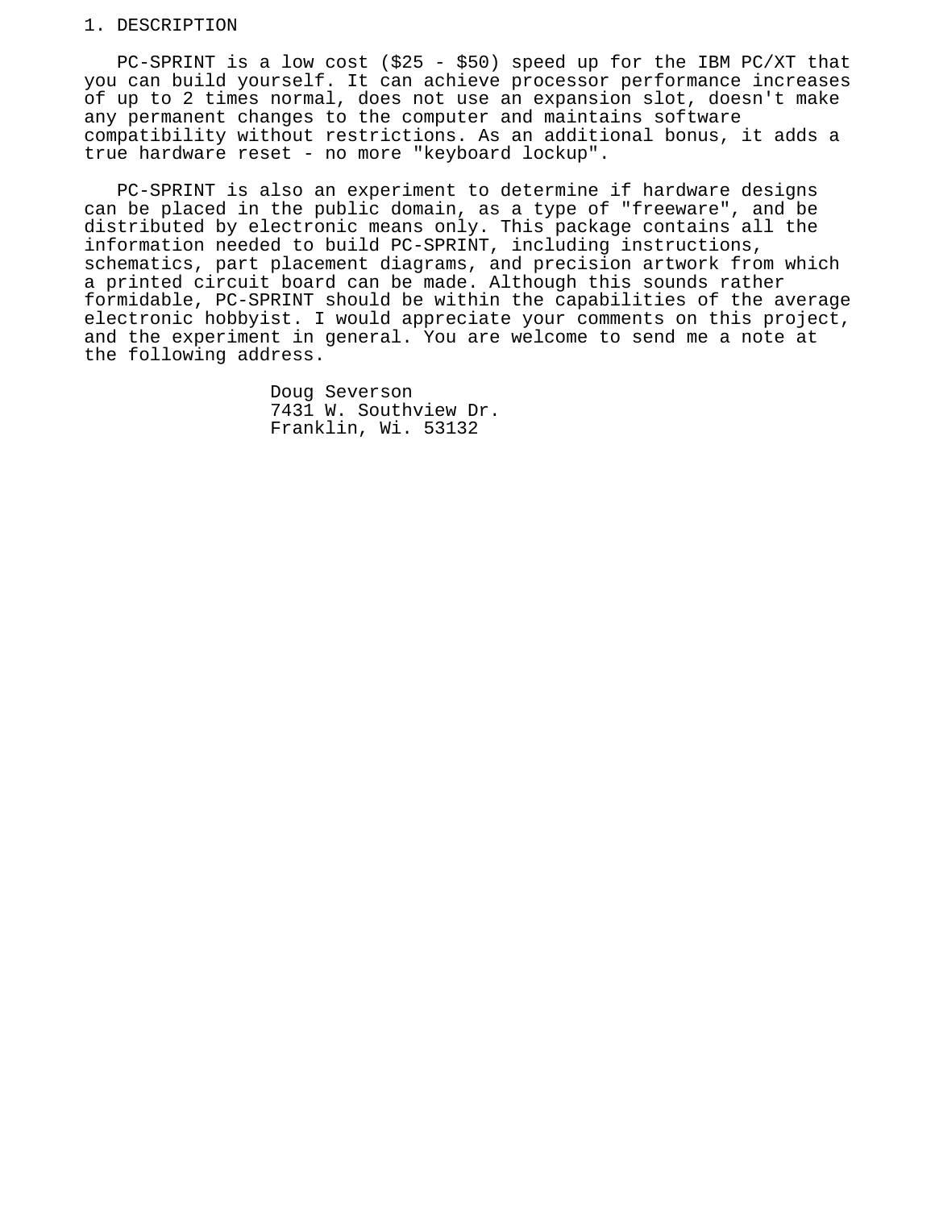# 1. DESCRIPTION

PC-SPRINT is a low cost ($25 - $50) speed up for the IBM PC/XT that you can build yourself. It can achieve processor performance increases of up to 2 times normal, does not use an expansion slot, doesn't make any permanent changes to the computer and maintains software compatibility without restrictions. As an additional bonus, it adds a true hardware reset - no more "keyboard lockup".

PC-SPRINT is also an experiment to determine if hardware designs can be placed in the public domain, as a type of "freeware", and be distributed by electronic means only. This package contains all the information needed to build PC-SPRINT, including instructions, schematics, part placement diagrams, and precision artwork from which a printed circuit board can be made. Although this sounds rather formidable, PC-SPRINT should be within the capabilities of the average electronic hobbyist. I would appreciate your comments on this project, and the experiment in general. You are welcome to send me a note at the following address.

Doug Severson  
7431 W. Southview Dr.  
Franklin, Wi. 53132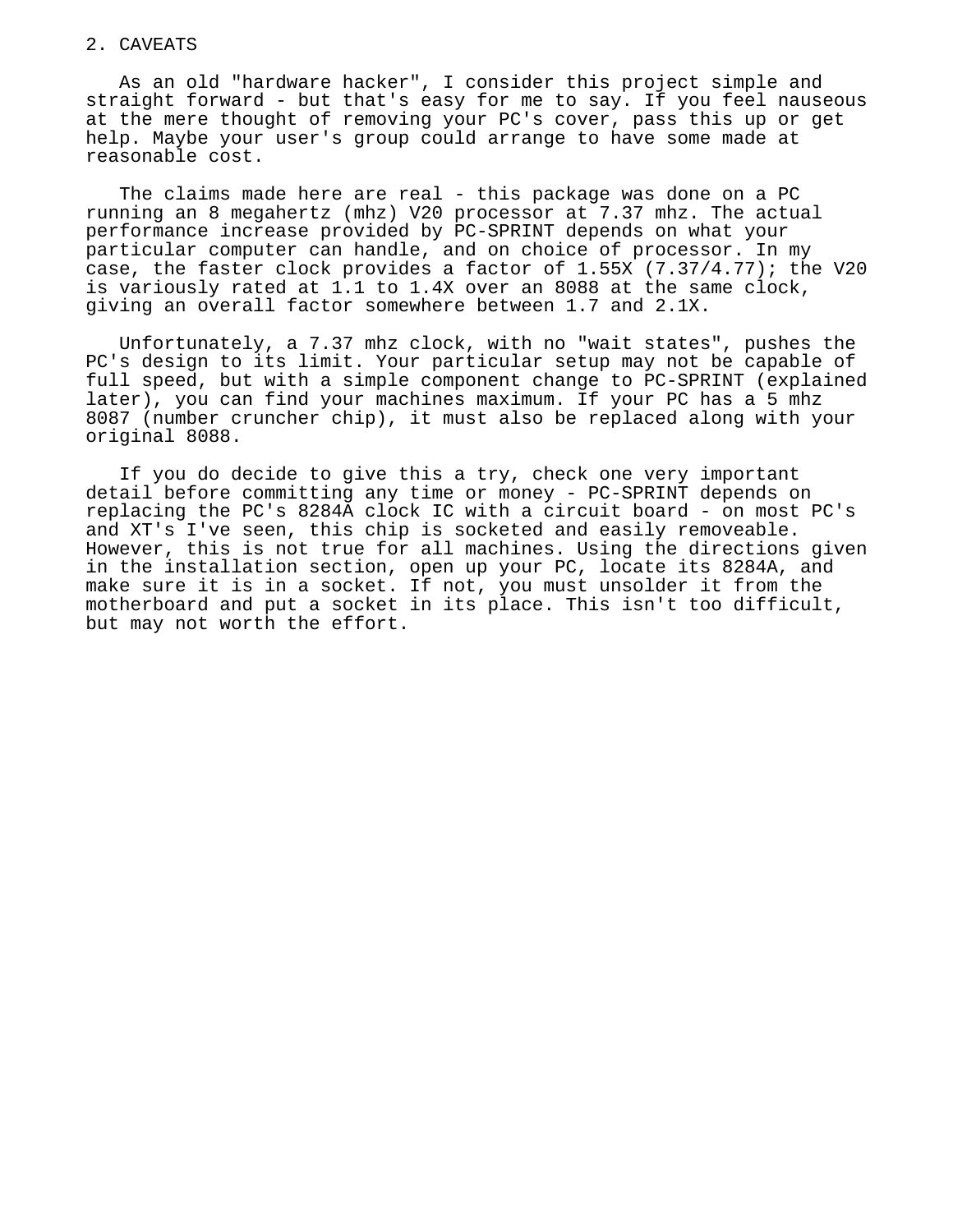## 2. CAVEATS

As an old "hardware hacker", I consider this project simple and straight forward - but that's easy for me to say. If you feel nauseous at the mere thought of removing your PC's cover, pass this up or get help. Maybe your user's group could arrange to have some made at reasonable cost.

The claims made here are real - this package was done on a PC running an 8 megahertz (mhz) V20 processor at 7.37 mhz. The actual performance increase provided by PC-SPRINT depends on what your particular computer can handle, and on choice of processor. In my case, the faster clock provides a factor of 1.55X (7.37/4.77); the V20 is variously rated at 1.1 to 1.4X over an 8088 at the same clock, giving an overall factor somewhere between 1.7 and 2.1X.

Unfortunately, a 7.37 mhz clock, with no "wait states", pushes the PC's design to its limit. Your particular setup may not be capable of full speed, but with a simple component change to PC-SPRINT (explained later), you can find your machines maximum. If your PC has a 5 mhz 8087 (number cruncher chip), it must also be replaced along with your original 8088.

If you do decide to give this a try, check one very important detail before committing any time or money - PC-SPRINT depends on replacing the PC's 8284A clock IC with a circuit board - on most PC's and XT's I've seen, this chip is socketed and easily removeable. However, this is not true for all machines. Using the directions given in the installation section, open up your PC, locate its 8284A, and make sure it is in a socket. If not, you must unsolder it from the motherboard and put a socket in its place. This isn't too difficult, but may not worth the effort.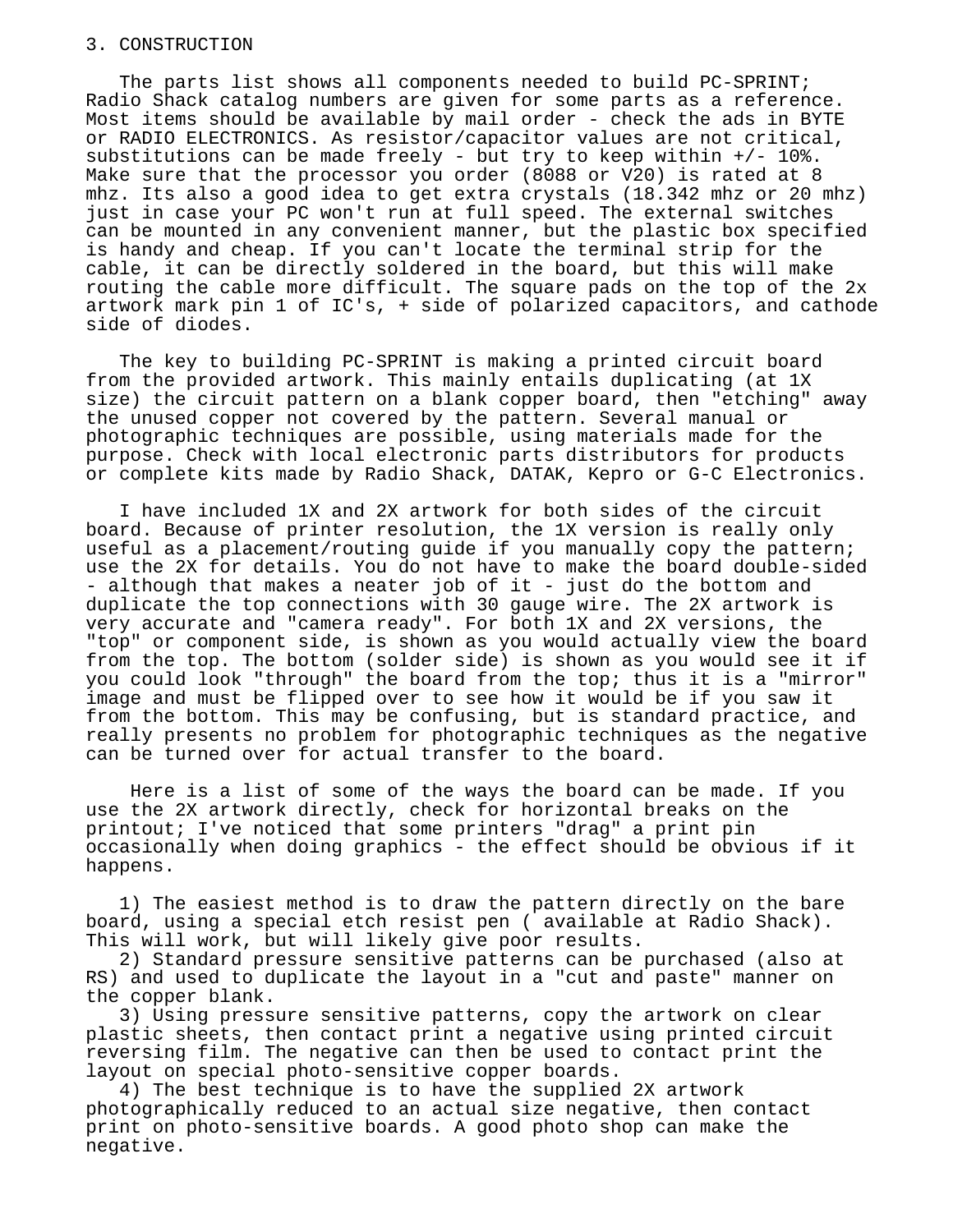## 3. CONSTRUCTION

The parts list shows all components needed to build PC-SPRINT; Radio Shack catalog numbers are given for some parts as a reference. Most items should be available by mail order - check the ads in BYTE or RADIO ELECTRONICS. As resistor/capacitor values are not critical, substitutions can be made freely - but try to keep within +/- 10%. Make sure that the processor you order (8088 or V20) is rated at 8 mhz. Its also a good idea to get extra crystals (18.342 mhz or 20 mhz) just in case your PC won't run at full speed. The external switches can be mounted in any convenient manner, but the plastic box specified is handy and cheap. If you can't locate the terminal strip for the cable, it can be directly soldered in the board, but this will make routing the cable more difficult. The square pads on the top of the 2x artwork mark pin 1 of IC's, + side of polarized capacitors, and cathode side of diodes.

The key to building PC-SPRINT is making a printed circuit board from the provided artwork. This mainly entails duplicating (at 1X size) the circuit pattern on a blank copper board, then "etching" away the unused copper not covered by the pattern. Several manual or photographic techniques are possible, using materials made for the purpose. Check with local electronic parts distributors for products or complete kits made by Radio Shack, DATAK, Kepro or G-C Electronics.

I have included 1X and 2X artwork for both sides of the circuit board. Because of printer resolution, the 1X version is really only useful as a placement/routing guide if you manually copy the pattern; use the 2X for details. You do not have to make the board double-sided - although that makes a neater job of it - just do the bottom and duplicate the top connections with 30 gauge wire. The 2X artwork is very accurate and "camera ready". For both 1X and 2X versions, the "top" or component side, is shown as you would actually view the board from the top. The bottom (solder side) is shown as you would see it if you could look "through" the board from the top; thus it is a "mirror" image and must be flipped over to see how it would be if you saw it from the bottom. This may be confusing, but is standard practice, and really presents no problem for photographic techniques as the negative can be turned over for actual transfer to the board.

Here is a list of some of the ways the board can be made. If you use the 2X artwork directly, check for horizontal breaks on the printout; I've noticed that some printers "drag" a print pin occasionally when doing graphics - the effect should be obvious if it happens.

1) The easiest method is to draw the pattern directly on the bare board, using a special etch resist pen ( available at Radio Shack). This will work, but will likely give poor results.
2) Standard pressure sensitive patterns can be purchased (also at RS) and used to duplicate the layout in a "cut and paste" manner on the copper blank.
3) Using pressure sensitive patterns, copy the artwork on clear plastic sheets, then contact print a negative using printed circuit reversing film. The negative can then be used to contact print the layout on special photo-sensitive copper boards.
4) The best technique is to have the supplied 2X artwork photographically reduced to an actual size negative, then contact print on photo-sensitive boards. A good photo shop can make the negative.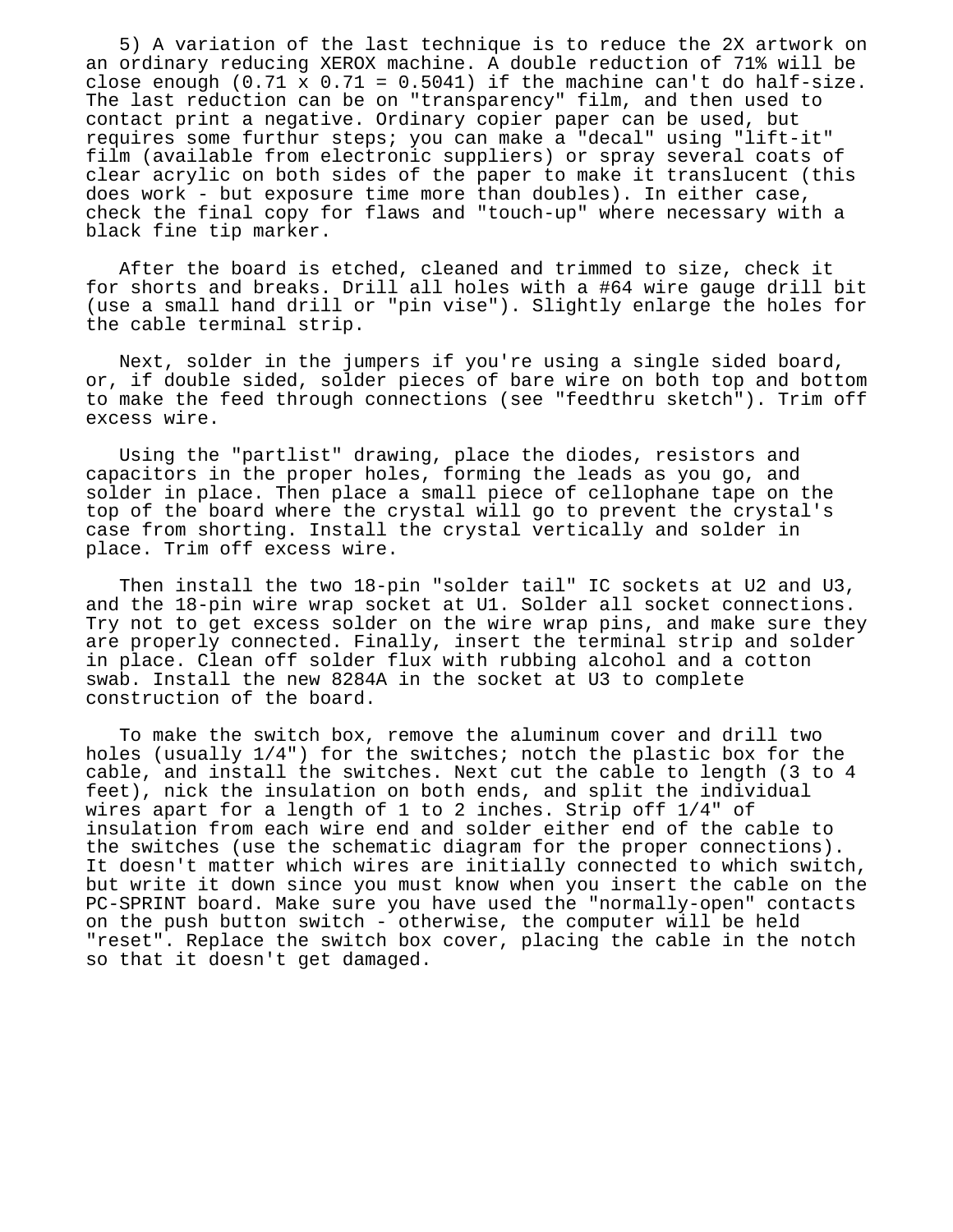5) A variation of the last technique is to reduce the 2X artwork on an ordinary reducing XEROX machine. A double reduction of 71% will be close enough ($0.71 \times 0.71 = 0.5041$) if the machine can't do half-size. The last reduction can be on "transparency" film, and then used to contact print a negative. Ordinary copier paper can be used, but requires some furthur steps; you can make a "decal" using "lift-it" film (available from electronic suppliers) or spray several coats of clear acrylic on both sides of the paper to make it translucent (this does work - but exposure time more than doubles). In either case, check the final copy for flaws and "touch-up" where necessary with a black fine tip marker.

After the board is etched, cleaned and trimmed to size, check it for shorts and breaks. Drill all holes with a #64 wire gauge drill bit (use a small hand drill or "pin vise"). Slightly enlarge the holes for the cable terminal strip.

Next, solder in the jumpers if you're using a single sided board, or, if double sided, solder pieces of bare wire on both top and bottom to make the feed through connections (see "feedthru sketch"). Trim off excess wire.

Using the "partlist" drawing, place the diodes, resistors and capacitors in the proper holes, forming the leads as you go, and solder in place. Then place a small piece of cellophane tape on the top of the board where the crystal will go to prevent the crystal's case from shorting. Install the crystal vertically and solder in place. Trim off excess wire.

Then install the two 18-pin "solder tail" IC sockets at U2 and U3, and the 18-pin wire wrap socket at U1. Solder all socket connections. Try not to get excess solder on the wire wrap pins, and make sure they are properly connected. Finally, insert the terminal strip and solder in place. Clean off solder flux with rubbing alcohol and a cotton swab. Install the new 8284A in the socket at U3 to complete construction of the board.

To make the switch box, remove the aluminum cover and drill two holes (usually 1/4") for the switches; notch the plastic box for the cable, and install the switches. Next cut the cable to length (3 to 4 feet), nick the insulation on both ends, and split the individual wires apart for a length of 1 to 2 inches. Strip off 1/4" of insulation from each wire end and solder either end of the cable to the switches (use the schematic diagram for the proper connections). It doesn't matter which wires are initially connected to which switch, but write it down since you must know when you insert the cable on the PC-SPRINT board. Make sure you have used the "normally-open" contacts on the push button switch - otherwise, the computer will be held "reset". Replace the switch box cover, placing the cable in the notch so that it doesn't get damaged.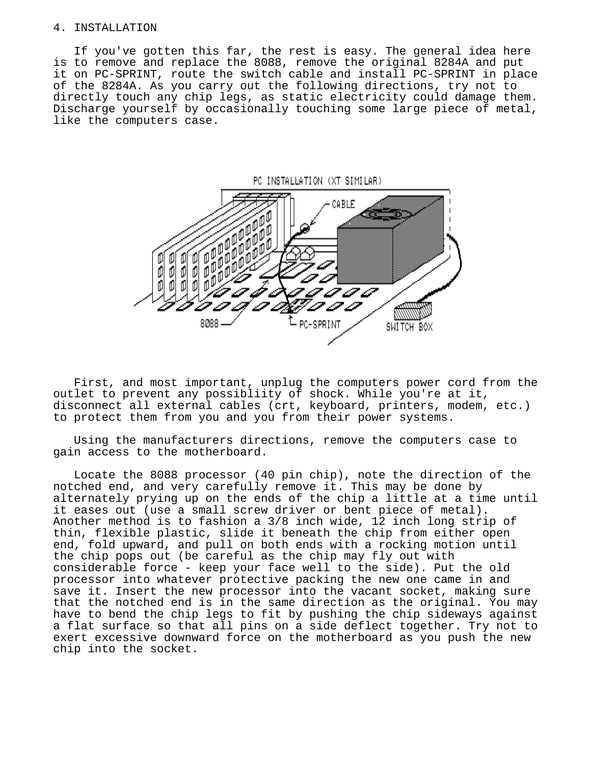4. INSTALLATION

If you've gotten this far, the rest is easy. The general idea here is to remove and replace the 8088, remove the original 8284A and put it on PC-SPRINT, route the switch cable and install PC-SPRINT in place of the 8284A. As you carry out the following directions, try not to directly touch any chip legs, as static electricity could damage them. Discharge yourself by occasionally touching some large piece of metal, like the computers case.

PC INSTALLATION (XT SIMILAR)

First, and most important, unplug the computers power cord from the outlet to prevent any possibliity of shock. While you're at it, disconnect all external cables (crt, keyboard, printers, modem, etc.) to protect them from you and you from their power systems.

Using the manufacturers directions, remove the computers case to gain access to the motherboard.

Locate the 8088 processor (40 pin chip), note the direction of the notched end, and very carefully remove it. This may be done by alternately prying up on the ends of the chip a little at a time until it eases out (use a small screw driver or bent piece of metal). Another method is to fashion a 3/8 inch wide, 12 inch long strip of thin, flexible plastic, slide it beneath the chip from either open end, fold upward, and pull on both ends with a rocking motion until the chip pops out (be careful as the chip may fly out with considerable force - keep your face well to the side). Put the old processor into whatever protective packing the new one came in and save it. Insert the new processor into the vacant socket, making sure that the notched end is in the same direction as the original. You may have to bend the chip legs to fit by pushing the chip sideways against a flat surface so that all pins on a side deflect together. Try not to exert excessive downward force on the motherboard as you push the new chip into the socket.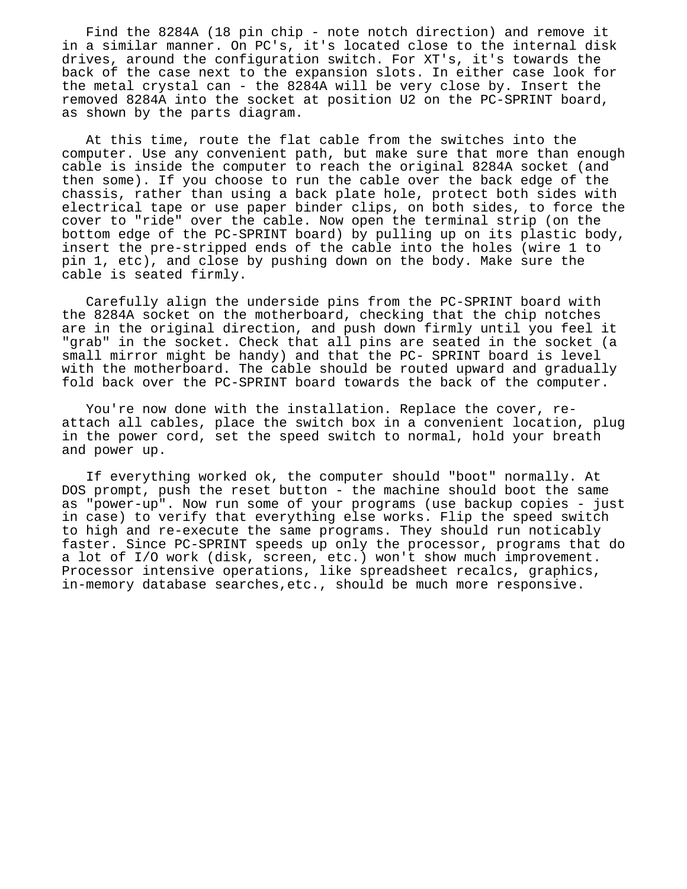Find the 8284A (18 pin chip - note notch direction) and remove it in a similar manner. On PC's, it's located close to the internal disk drives, around the configuration switch. For XT's, it's towards the back of the case next to the expansion slots. In either case look for the metal crystal can - the 8284A will be very close by. Insert the removed 8284A into the socket at position U2 on the PC-SPRINT board, as shown by the parts diagram.

At this time, route the flat cable from the switches into the computer. Use any convenient path, but make sure that more than enough cable is inside the computer to reach the original 8284A socket (and then some). If you choose to run the cable over the back edge of the chassis, rather than using a back plate hole, protect both sides with electrical tape or use paper binder clips, on both sides, to force the cover to "ride" over the cable. Now open the terminal strip (on the bottom edge of the PC-SPRINT board) by pulling up on its plastic body, insert the pre-stripped ends of the cable into the holes (wire 1 to pin 1, etc), and close by pushing down on the body. Make sure the cable is seated firmly.

Carefully align the underside pins from the PC-SPRINT board with the 8284A socket on the motherboard, checking that the chip notches are in the original direction, and push down firmly until you feel it "grab" in the socket. Check that all pins are seated in the socket (a small mirror might be handy) and that the PC- SPRINT board is level with the motherboard. The cable should be routed upward and gradually fold back over the PC-SPRINT board towards the back of the computer.

You're now done with the installation. Replace the cover, re-attach all cables, place the switch box in a convenient location, plug in the power cord, set the speed switch to normal, hold your breath and power up.

If everything worked ok, the computer should "boot" normally. At DOS prompt, push the reset button - the machine should boot the same as "power-up". Now run some of your programs (use backup copies - just in case) to verify that everything else works. Flip the speed switch to high and re-execute the same programs. They should run noticably faster. Since PC-SPRINT speeds up only the processor, programs that do a lot of I/O work (disk, screen, etc.) won't show much improvement. Processor intensive operations, like spreadsheet recalcs, graphics, in-memory database searches,etc., should be much more responsive.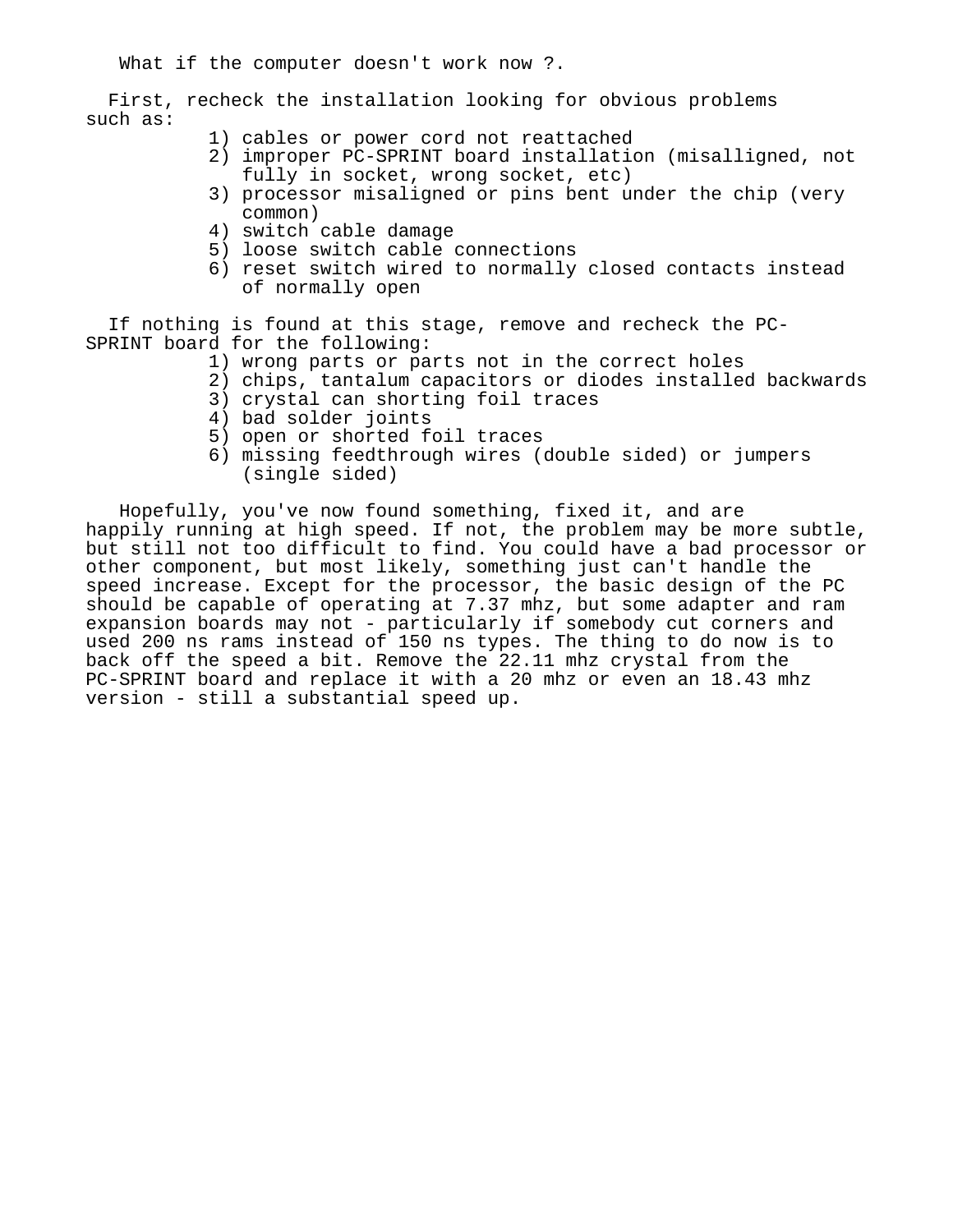What if the computer doesn't work now ?.

First, recheck the installation looking for obvious problems such as:

1) cables or power cord not reattached
2) improper PC-SPRINT board installation (misalligned, not fully in socket, wrong socket, etc)
3) processor misaligned or pins bent under the chip (very common)
4) switch cable damage
5) loose switch cable connections
6) reset switch wired to normally closed contacts instead of normally open

If nothing is found at this stage, remove and recheck the PC-SPRINT board for the following:

1) wrong parts or parts not in the correct holes
2) chips, tantalum capacitors or diodes installed backwards
3) crystal can shorting foil traces
4) bad solder joints
5) open or shorted foil traces
6) missing feedthrough wires (double sided) or jumpers (single sided)

Hopefully, you've now found something, fixed it, and are happily running at high speed. If not, the problem may be more subtle, but still not too difficult to find. You could have a bad processor or other component, but most likely, something just can't handle the speed increase. Except for the processor, the basic design of the PC should be capable of operating at 7.37 mhz, but some adapter and ram expansion boards may not - particularly if somebody cut corners and used 200 ns rams instead of 150 ns types. The thing to do now is to back off the speed a bit. Remove the 22.11 mhz crystal from the PC-SPRINT board and replace it with a 20 mhz or even an 18.43 mhz version - still a substantial speed up.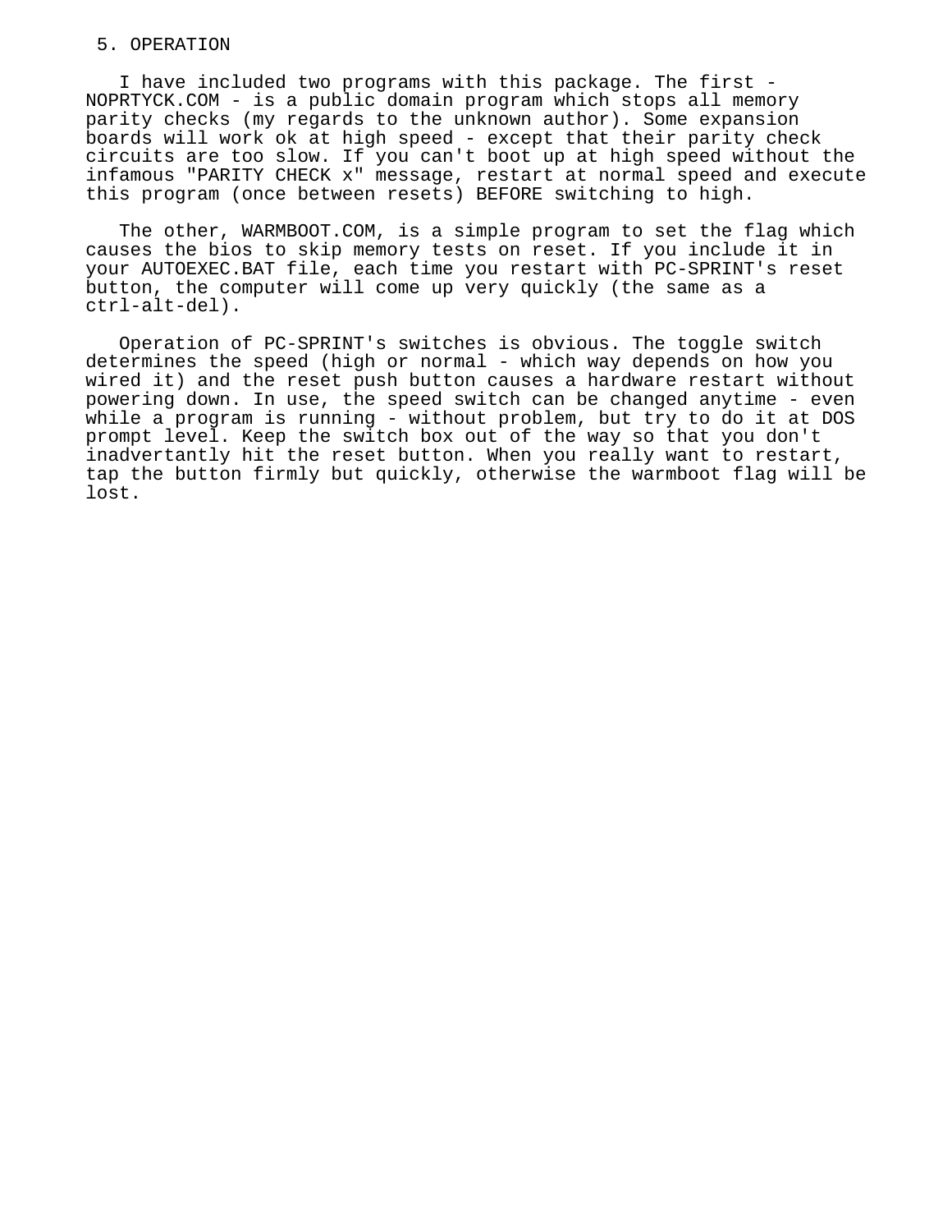## 5. OPERATION

I have included two programs with this package. The first - NOPRTYCK.COM - is a public domain program which stops all memory parity checks (my regards to the unknown author). Some expansion boards will work ok at high speed - except that their parity check circuits are too slow. If you can't boot up at high speed without the infamous "PARITY CHECK x" message, restart at normal speed and execute this program (once between resets) BEFORE switching to high.

The other, WARMBOOT.COM, is a simple program to set the flag which causes the bios to skip memory tests on reset. If you include it in your AUTOEXEC.BAT file, each time you restart with PC-SPRINT's reset button, the computer will come up very quickly (the same as a ctrl-alt-del).

Operation of PC-SPRINT's switches is obvious. The toggle switch determines the speed (high or normal - which way depends on how you wired it) and the reset push button causes a hardware restart without powering down. In use, the speed switch can be changed anytime - even while a program is running - without problem, but try to do it at DOS prompt level. Keep the switch box out of the way so that you don't inadvertantly hit the reset button. When you really want to restart, tap the button firmly but quickly, otherwise the warmboot flag will be lost.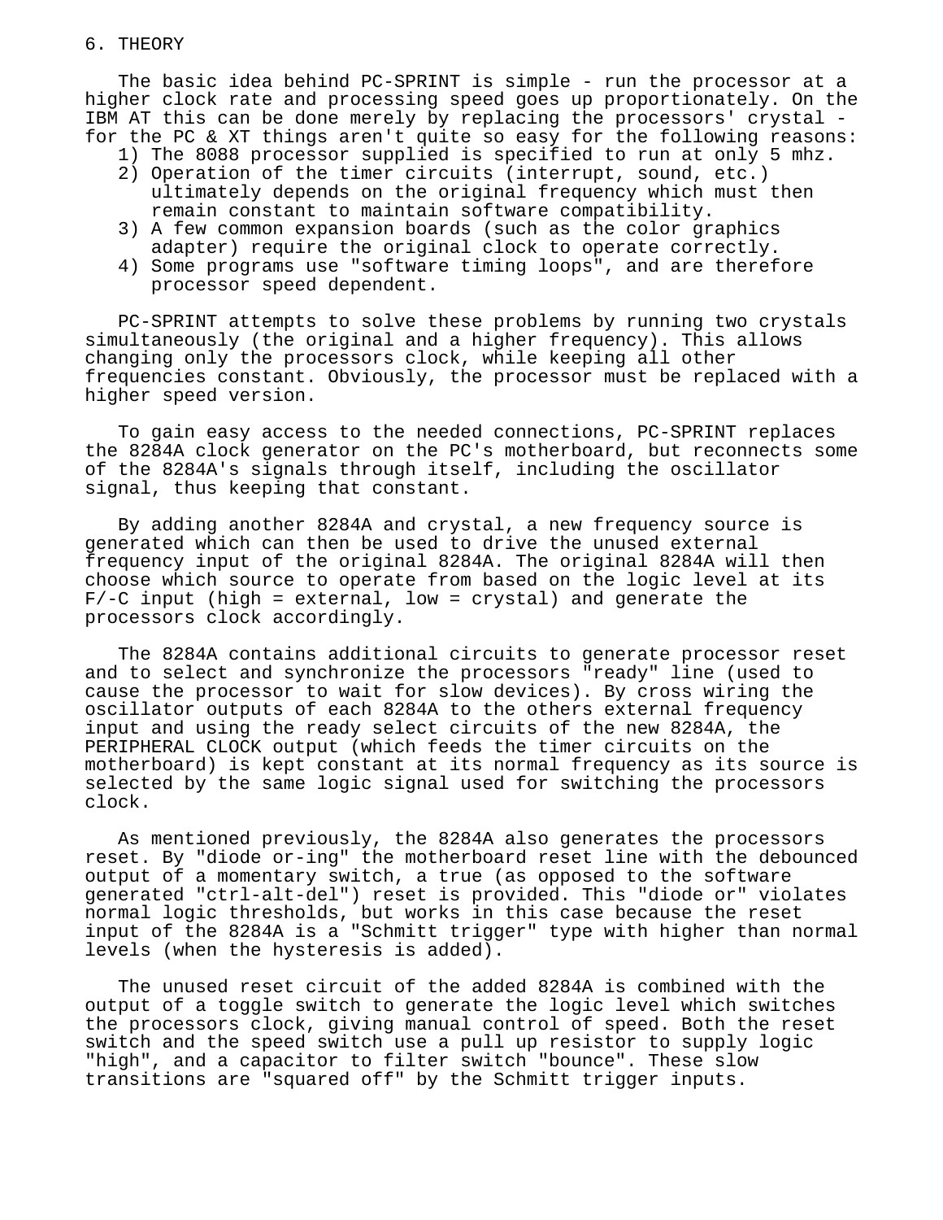## 6. THEORY

The basic idea behind PC-SPRINT is simple - run the processor at a higher clock rate and processing speed goes up proportionately. On the IBM AT this can be done merely by replacing the processors' crystal - for the PC & XT things aren't quite so easy for the following reasons:

1) The 8088 processor supplied is specified to run at only 5 mhz.
2) Operation of the timer circuits (interrupt, sound, etc.) ultimately depends on the original frequency which must then remain constant to maintain software compatibility.
3) A few common expansion boards (such as the color graphics adapter) require the original clock to operate correctly.
4) Some programs use "software timing loops", and are therefore processor speed dependent.

PC-SPRINT attempts to solve these problems by running two crystals simultaneously (the original and a higher frequency). This allows changing only the processors clock, while keeping all other frequencies constant. Obviously, the processor must be replaced with a higher speed version.

To gain easy access to the needed connections, PC-SPRINT replaces the 8284A clock generator on the PC's motherboard, but reconnects some of the 8284A's signals through itself, including the oscillator signal, thus keeping that constant.

By adding another 8284A and crystal, a new frequency source is generated which can then be used to drive the unused external frequency input of the original 8284A. The original 8284A will then choose which source to operate from based on the logic level at its F/-C input (high = external, low = crystal) and generate the processors clock accordingly.

The 8284A contains additional circuits to generate processor reset and to select and synchronize the processors "ready" line (used to cause the processor to wait for slow devices). By cross wiring the oscillator outputs of each 8284A to the others external frequency input and using the ready select circuits of the new 8284A, the PERIPHERAL CLOCK output (which feeds the timer circuits on the motherboard) is kept constant at its normal frequency as its source is selected by the same logic signal used for switching the processors clock.

As mentioned previously, the 8284A also generates the processors reset. By "diode or-ing" the motherboard reset line with the debounced output of a momentary switch, a true (as opposed to the software generated "ctrl-alt-del") reset is provided. This "diode or" violates normal logic thresholds, but works in this case because the reset input of the 8284A is a "Schmitt trigger" type with higher than normal levels (when the hysteresis is added).

The unused reset circuit of the added 8284A is combined with the output of a toggle switch to generate the logic level which switches the processors clock, giving manual control of speed. Both the reset switch and the speed switch use a pull up resistor to supply logic "high", and a capacitor to filter switch "bounce". These slow transitions are "squared off" by the Schmitt trigger inputs.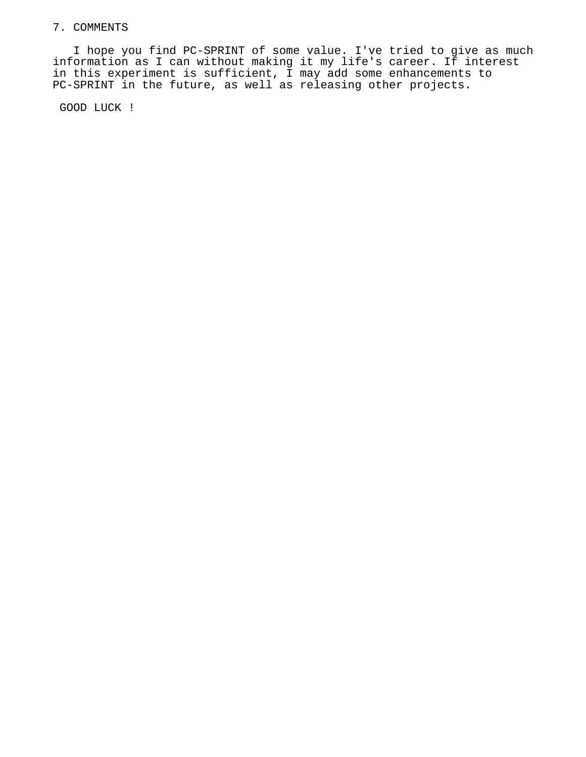## 7. COMMENTS

I hope you find PC-SPRINT of some value. I've tried to give as much information as I can without making it my life's career. If interest in this experiment is sufficient, I may add some enhancements to PC-SPRINT in the future, as well as releasing other projects.

GOOD LUCK !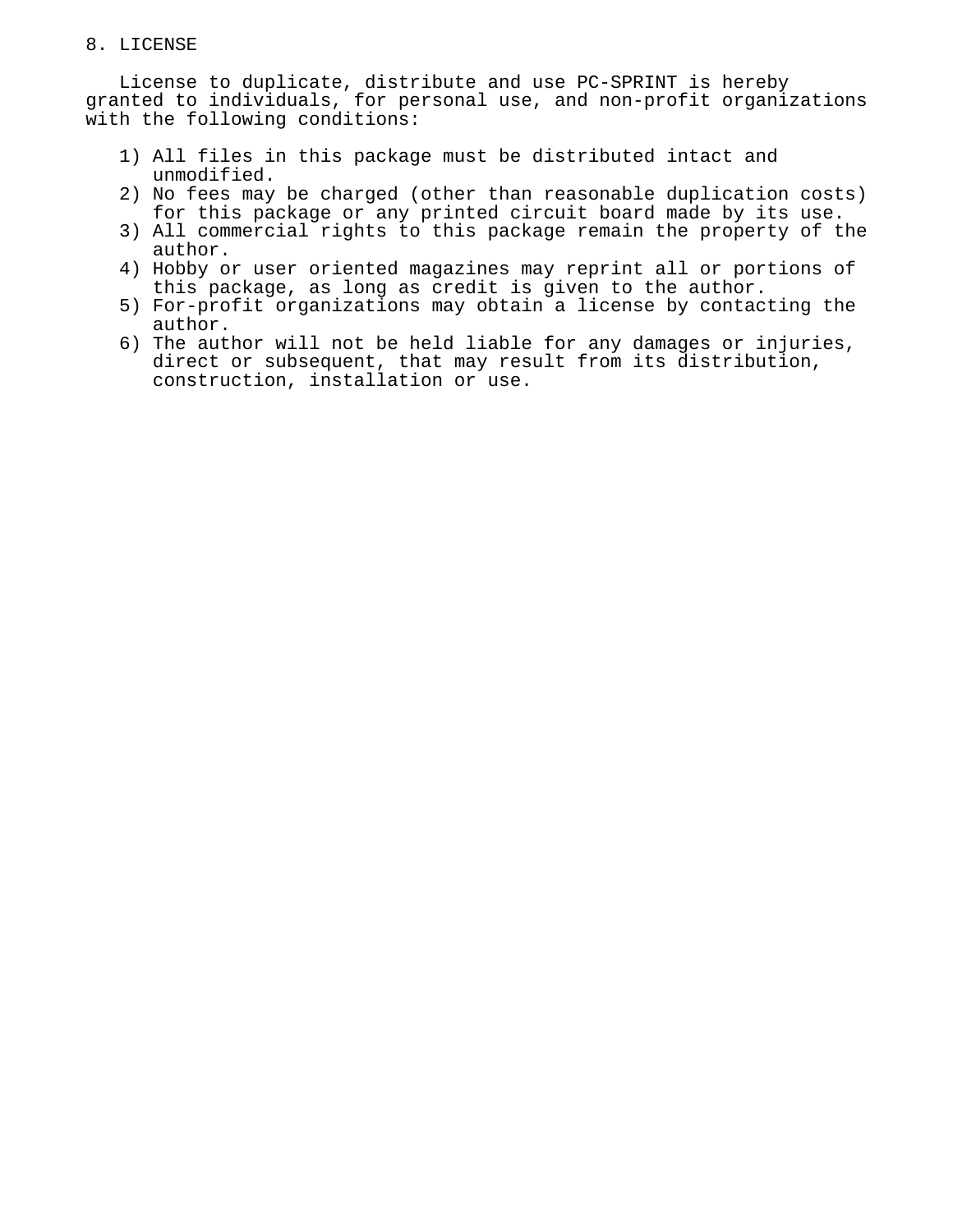## 8. LICENSE

License to duplicate, distribute and use PC-SPRINT is hereby granted to individuals, for personal use, and non-profit organizations with the following conditions:

1) All files in this package must be distributed intact and unmodified.
2) No fees may be charged (other than reasonable duplication costs) for this package or any printed circuit board made by its use.
3) All commercial rights to this package remain the property of the author.
4) Hobby or user oriented magazines may reprint all or portions of this package, as long as credit is given to the author.
5) For-profit organizations may obtain a license by contacting the author.
6) The author will not be held liable for any damages or injuries, direct or subsequent, that may result from its distribution, construction, installation or use.